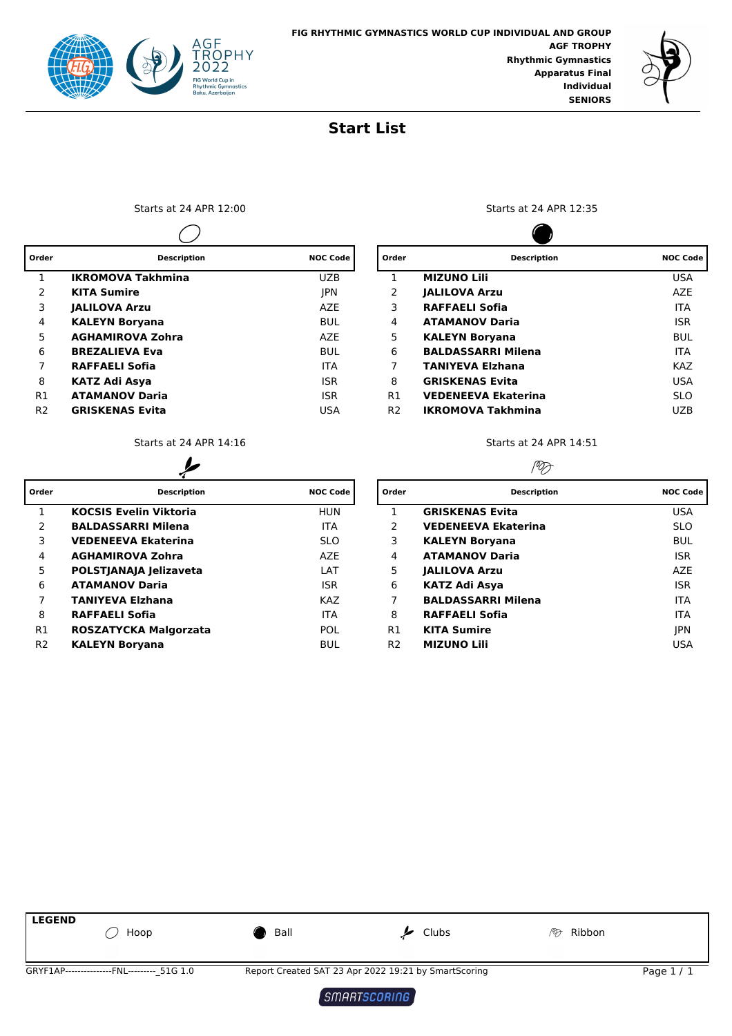FIG RHYTHMIC GYMNASTICS WORLD CUP INDIVIDUAL AND GROUP
**AGF TROPHY**
**Rhythmic Gymnastics**
**Apparatus Final**
**Individual**
**SENIORS**

# Start List

Starts at 24 APR 12:00

Hoop

| Order | Description | NOC Code |
| --- | --- | --- |
| 1 | **IKROMOVA Takhmina** | UZB |
| 2 | **KITA Sumire** | JPN |
| 3 | **JALILOVA Arzu** | AZE |
| 4 | **KALEYN Boryana** | BUL |
| 5 | **AGHAMIROVA Zohra** | AZE |
| 6 | **BREZALIEVA Eva** | BUL |
| 7 | **RAFFAELI Sofia** | ITA |
| 8 | **KATZ Adi Asya** | ISR |
| R1 | **ATAMANOV Daria** | ISR |
| R2 | **GRISKENAS Evita** | USA |

Starts at 24 APR 12:35

Ball

| Order | Description | NOC Code |
| --- | --- | --- |
| 1 | **MIZUNO Lili** | USA |
| 2 | **JALILOVA Arzu** | AZE |
| 3 | **RAFFAELI Sofia** | ITA |
| 4 | **ATAMANOV Daria** | ISR |
| 5 | **KALEYN Boryana** | BUL |
| 6 | **BALDASSARRI Milena** | ITA |
| 7 | **TANIYEVA Elzhana** | KAZ |
| 8 | **GRISKENAS Evita** | USA |
| R1 | **VEDENEEVA Ekaterina** | SLO |
| R2 | **IKROMOVA Takhmina** | UZB |

Starts at 24 APR 14:16

Clubs

| Order | Description | NOC Code |
| --- | --- | --- |
| 1 | **KOCSIS Evelin Viktoria** | HUN |
| 2 | **BALDASSARRI Milena** | ITA |
| 3 | **VEDENEEVA Ekaterina** | SLO |
| 4 | **AGHAMIROVA Zohra** | AZE |
| 5 | **POLSTJANAJA Jelizaveta** | LAT |
| 6 | **ATAMANOV Daria** | ISR |
| 7 | **TANIYEVA Elzhana** | KAZ |
| 8 | **RAFFAELI Sofia** | ITA |
| R1 | **ROSZATYCKA Malgorzata** | POL |
| R2 | **KALEYN Boryana** | BUL |

Starts at 24 APR 14:51

Ribbon

| Order | Description | NOC Code |
| --- | --- | --- |
| 1 | **GRISKENAS Evita** | USA |
| 2 | **VEDENEEVA Ekaterina** | SLO |
| 3 | **KALEYN Boryana** | BUL |
| 4 | **ATAMANOV Daria** | ISR |
| 5 | **JALILOVA Arzu** | AZE |
| 6 | **KATZ Adi Asya** | ISR |
| 7 | **BALDASSARRI Milena** | ITA |
| 8 | **RAFFAELI Sofia** | ITA |
| R1 | **KITA Sumire** | JPN |
| R2 | **MIZUNO Lili** | USA |

**LEGEND**
Hoop | Ball | Clubs | Ribbon

GRYF1AP---------------FNL---------_51G 1.0 | Report Created SAT 23 Apr 2022 19:21 by SmartScoring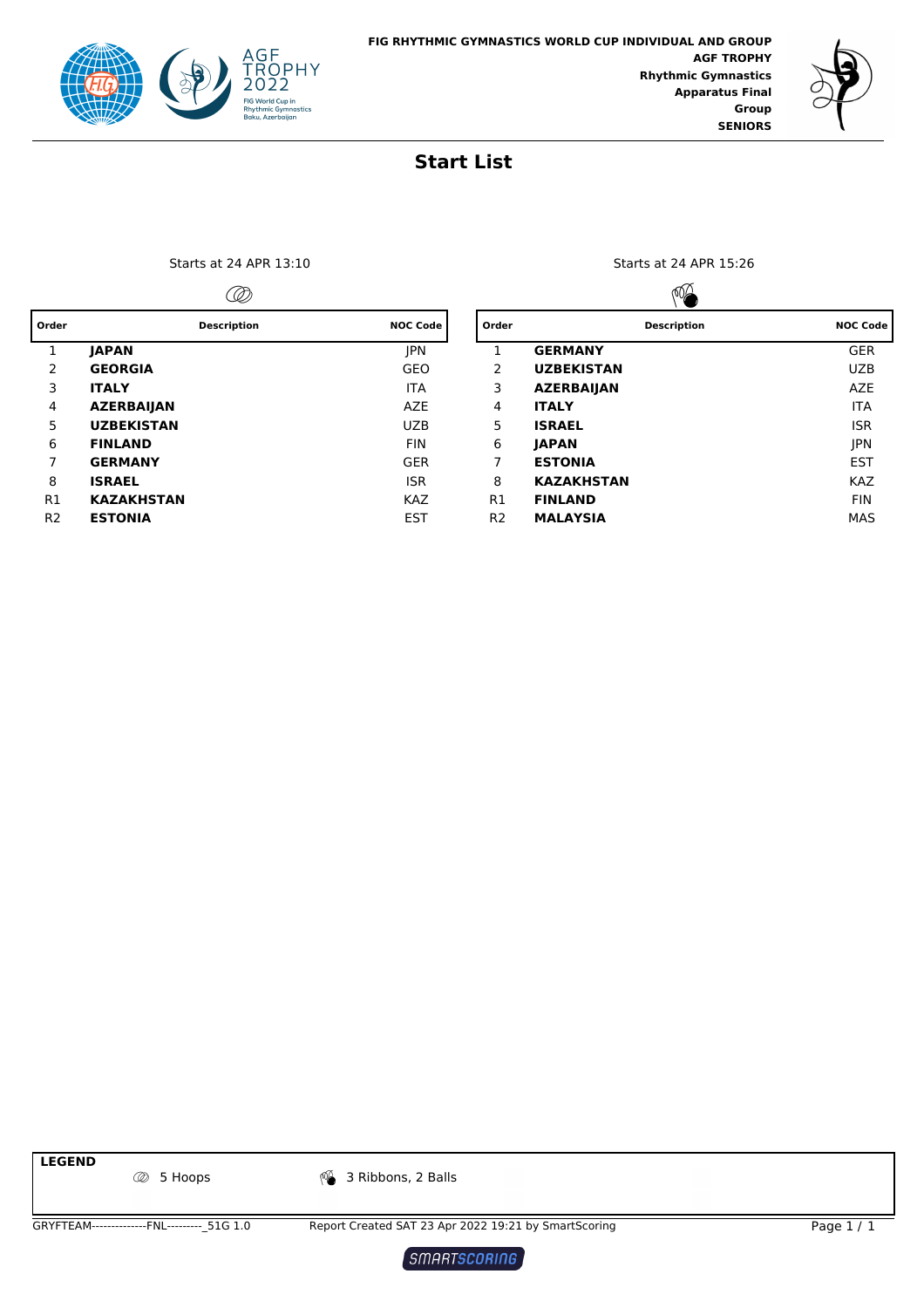FIG RHYTHMIC GYMNASTICS WORLD CUP INDIVIDUAL AND GROUP
**AGF TROPHY**
**Rhythmic Gymnastics**
**Apparatus Final**
**Group**
**SENIORS**

# Start List

Starts at 24 APR 13:10

| Order | Description | NOC Code |
|---|---|---|
| 1 | **JAPAN** | JPN |
| 2 | **GEORGIA** | GEO |
| 3 | **ITALY** | ITA |
| 4 | **AZERBAIJAN** | AZE |
| 5 | **UZBEKISTAN** | UZB |
| 6 | **FINLAND** | FIN |
| 7 | **GERMANY** | GER |
| 8 | **ISRAEL** | ISR |
| R1 | **KAZAKHSTAN** | KAZ |
| R2 | **ESTONIA** | EST |

Starts at 24 APR 15:26

| Order | Description | NOC Code |
|---|---|---|
| 1 | **GERMANY** | GER |
| 2 | **UZBEKISTAN** | UZB |
| 3 | **AZERBAIJAN** | AZE |
| 4 | **ITALY** | ITA |
| 5 | **ISRAEL** | ISR |
| 6 | **JAPAN** | JPN |
| 7 | **ESTONIA** | EST |
| 8 | **KAZAKHSTAN** | KAZ |
| R1 | **FINLAND** | FIN |
| R2 | **MALAYSIA** | MAS |

**LEGEND**
5 Hoops
3 Ribbons, 2 Balls

GRYFTEAM--------------FNL---------_51G 1.0
Report Created SAT 23 Apr 2022 19:21 by SmartScoring